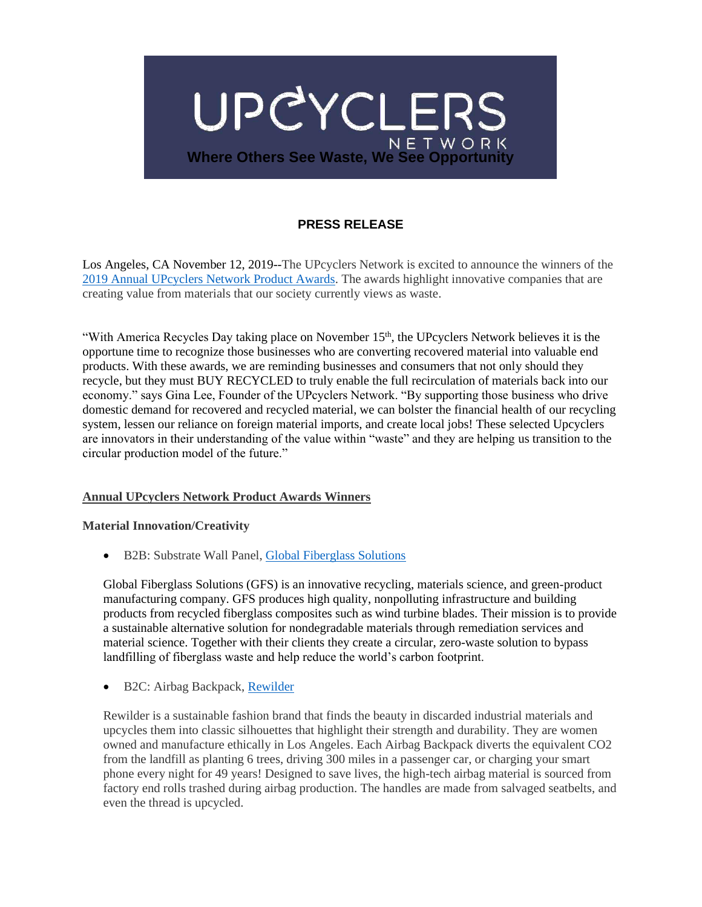UPCYCLERS NETWORK

Where Others See Waste, We See Opportunity

**PRESS RELEASE**

Los Angeles, CA November 12, 2019--The UPcyclers Network is excited to announce the winners of the [2019 Annual UPcyclers Network Product Awards](). The awards highlight innovative companies that are creating value from materials that our society currently views as waste.

"With America Recycles Day taking place on November 15th, the UPcyclers Network believes it is the opportune time to recognize those businesses who are converting recovered material into valuable end products. With these awards, we are reminding businesses and consumers that not only should they recycle, but they must BUY RECYCLED to truly enable the full recirculation of materials back into our economy." says Gina Lee, Founder of the UPcyclers Network. "By supporting those business who drive domestic demand for recovered and recycled material, we can bolster the financial health of our recycling system, lessen our reliance on foreign material imports, and create local jobs! These selected Upcyclers are innovators in their understanding of the value within "waste" and they are helping us transition to the circular production model of the future."

**Annual UPcyclers Network Product Awards Winners**

**Material Innovation/Creativity**

- B2B: Substrate Wall Panel, [Global Fiberglass Solutions]()

  Global Fiberglass Solutions (GFS) is an innovative recycling, materials science, and green-product manufacturing company. GFS produces high quality, nonpolluting infrastructure and building products from recycled fiberglass composites such as wind turbine blades. Their mission is to provide a sustainable alternative solution for nondegradable materials through remediation services and material science. Together with their clients they create a circular, zero-waste solution to bypass landfilling of fiberglass waste and help reduce the world's carbon footprint.

- B2C: Airbag Backpack, [Rewilder]()

  Rewilder is a sustainable fashion brand that finds the beauty in discarded industrial materials and upcycles them into classic silhouettes that highlight their strength and durability. They are women owned and manufacture ethically in Los Angeles. Each Airbag Backpack diverts the equivalent CO2 from the landfill as planting 6 trees, driving 300 miles in a passenger car, or charging your smart phone every night for 49 years! Designed to save lives, the high-tech airbag material is sourced from factory end rolls trashed during airbag production. The handles are made from salvaged seatbelts, and even the thread is upcycled.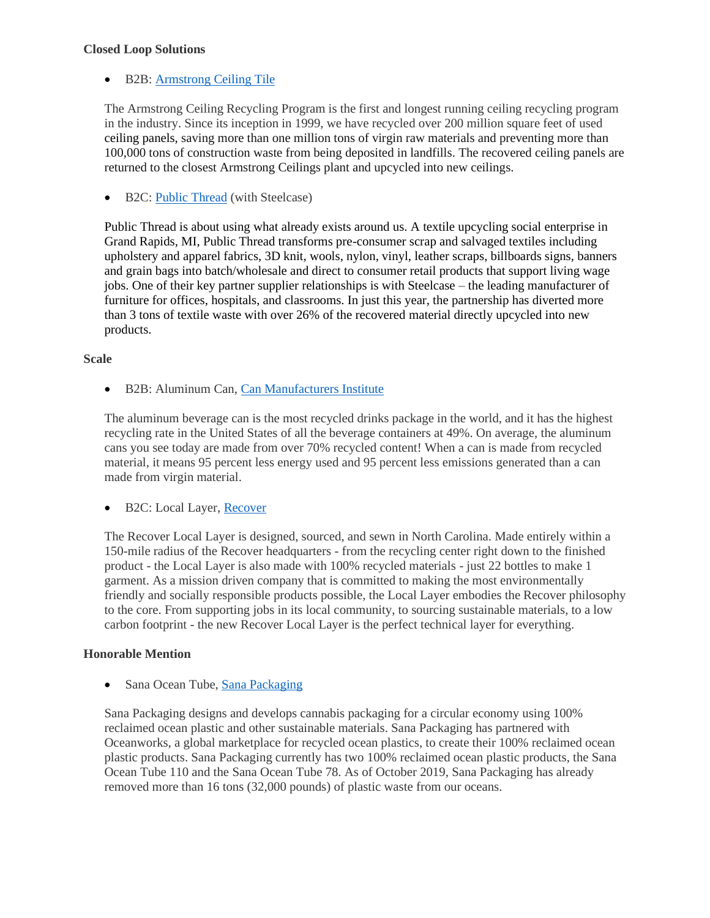**Closed Loop Solutions**

- B2B: Armstrong Ceiling Tile

The Armstrong Ceiling Recycling Program is the first and longest running ceiling recycling program in the industry. Since its inception in 1999, we have recycled over 200 million square feet of used ceiling panels, saving more than one million tons of virgin raw materials and preventing more than 100,000 tons of construction waste from being deposited in landfills. The recovered ceiling panels are returned to the closest Armstrong Ceilings plant and upcycled into new ceilings.

- B2C: Public Thread (with Steelcase)

Public Thread is about using what already exists around us. A textile upcycling social enterprise in Grand Rapids, MI, Public Thread transforms pre-consumer scrap and salvaged textiles including upholstery and apparel fabrics, 3D knit, wools, nylon, vinyl, leather scraps, billboards signs, banners and grain bags into batch/wholesale and direct to consumer retail products that support living wage jobs. One of their key partner supplier relationships is with Steelcase – the leading manufacturer of furniture for offices, hospitals, and classrooms. In just this year, the partnership has diverted more than 3 tons of textile waste with over 26% of the recovered material directly upcycled into new products.

**Scale**

- B2B: Aluminum Can, Can Manufacturers Institute

The aluminum beverage can is the most recycled drinks package in the world, and it has the highest recycling rate in the United States of all the beverage containers at 49%. On average, the aluminum cans you see today are made from over 70% recycled content! When a can is made from recycled material, it means 95 percent less energy used and 95 percent less emissions generated than a can made from virgin material.

- B2C: Local Layer, Recover

The Recover Local Layer is designed, sourced, and sewn in North Carolina. Made entirely within a 150-mile radius of the Recover headquarters - from the recycling center right down to the finished product - the Local Layer is also made with 100% recycled materials - just 22 bottles to make 1 garment. As a mission driven company that is committed to making the most environmentally friendly and socially responsible products possible, the Local Layer embodies the Recover philosophy to the core. From supporting jobs in its local community, to sourcing sustainable materials, to a low carbon footprint - the new Recover Local Layer is the perfect technical layer for everything.

**Honorable Mention**

- Sana Ocean Tube, Sana Packaging

Sana Packaging designs and develops cannabis packaging for a circular economy using 100% reclaimed ocean plastic and other sustainable materials. Sana Packaging has partnered with Oceanworks, a global marketplace for recycled ocean plastics, to create their 100% reclaimed ocean plastic products. Sana Packaging currently has two 100% reclaimed ocean plastic products, the Sana Ocean Tube 110 and the Sana Ocean Tube 78. As of October 2019, Sana Packaging has already removed more than 16 tons (32,000 pounds) of plastic waste from our oceans.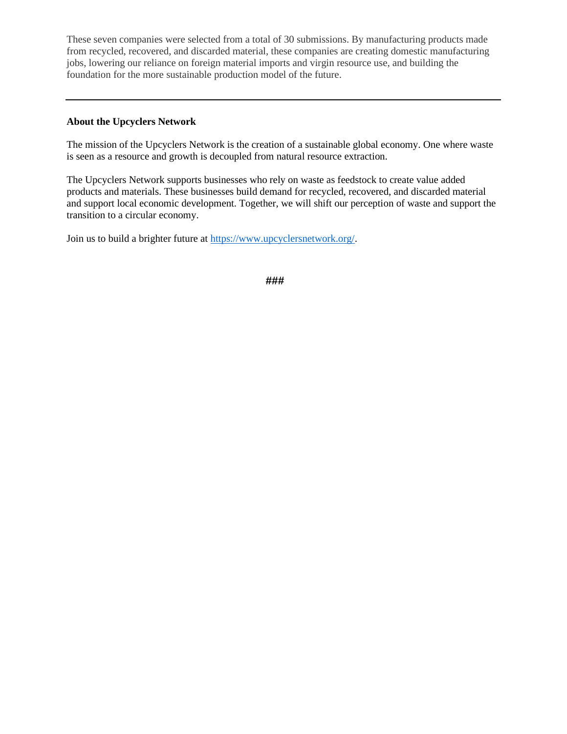These seven companies were selected from a total of 30 submissions. By manufacturing products made from recycled, recovered, and discarded material, these companies are creating domestic manufacturing jobs, lowering our reliance on foreign material imports and virgin resource use, and building the foundation for the more sustainable production model of the future.

---

**About the Upcyclers Network**

The mission of the Upcyclers Network is the creation of a sustainable global economy. One where waste is seen as a resource and growth is decoupled from natural resource extraction.

The Upcyclers Network supports businesses who rely on waste as feedstock to create value added products and materials. These businesses build demand for recycled, recovered, and discarded material and support local economic development. Together, we will shift our perception of waste and support the transition to a circular economy.

Join us to build a brighter future at [https://www.upcyclersnetwork.org/](https://www.upcyclersnetwork.org/).

**###**